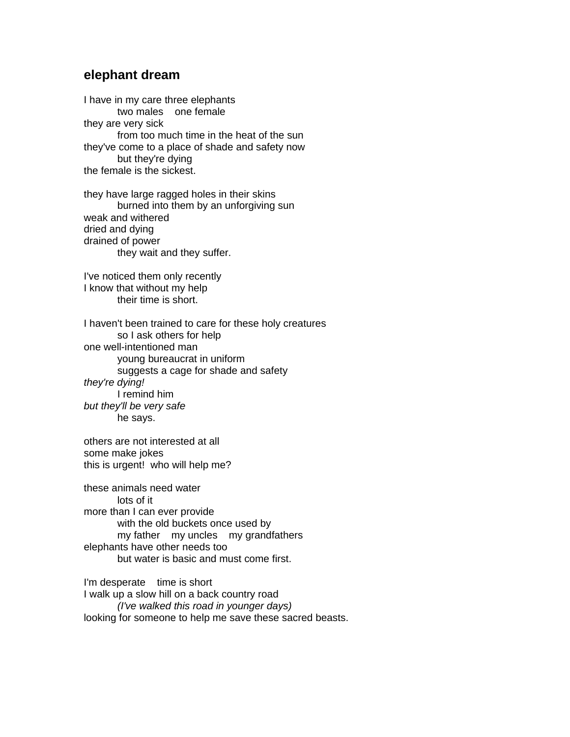## elephant dream

I have in my care three elephants
&nbsp;&nbsp;&nbsp;&nbsp;&nbsp;&nbsp;&nbsp;&nbsp;two males&nbsp;&nbsp;&nbsp;&nbsp;one female
they are very sick
&nbsp;&nbsp;&nbsp;&nbsp;&nbsp;&nbsp;&nbsp;&nbsp;from too much time in the heat of the sun
they've come to a place of shade and safety now
&nbsp;&nbsp;&nbsp;&nbsp;&nbsp;&nbsp;&nbsp;&nbsp;but they're dying
the female is the sickest.

they have large ragged holes in their skins
&nbsp;&nbsp;&nbsp;&nbsp;&nbsp;&nbsp;&nbsp;&nbsp;burned into them by an unforgiving sun
weak and withered
dried and dying
drained of power
&nbsp;&nbsp;&nbsp;&nbsp;&nbsp;&nbsp;&nbsp;&nbsp;they wait and they suffer.

I've noticed them only recently
I know that without my help
&nbsp;&nbsp;&nbsp;&nbsp;&nbsp;&nbsp;&nbsp;&nbsp;their time is short.

I haven't been trained to care for these holy creatures
&nbsp;&nbsp;&nbsp;&nbsp;&nbsp;&nbsp;&nbsp;&nbsp;so I ask others for help
one well-intentioned man
&nbsp;&nbsp;&nbsp;&nbsp;&nbsp;&nbsp;&nbsp;&nbsp;young bureaucrat in uniform
&nbsp;&nbsp;&nbsp;&nbsp;&nbsp;&nbsp;&nbsp;&nbsp;suggests a cage for shade and safety
*they're dying!*
&nbsp;&nbsp;&nbsp;&nbsp;&nbsp;&nbsp;&nbsp;&nbsp;I remind him
*but they'll be very safe*
&nbsp;&nbsp;&nbsp;&nbsp;&nbsp;&nbsp;&nbsp;&nbsp;he says.

others are not interested at all
some make jokes
this is urgent!&nbsp;&nbsp;who will help me?

these animals need water
&nbsp;&nbsp;&nbsp;&nbsp;&nbsp;&nbsp;&nbsp;&nbsp;lots of it
more than I can ever provide
&nbsp;&nbsp;&nbsp;&nbsp;&nbsp;&nbsp;&nbsp;&nbsp;with the old buckets once used by
&nbsp;&nbsp;&nbsp;&nbsp;&nbsp;&nbsp;&nbsp;&nbsp;my father&nbsp;&nbsp;&nbsp;&nbsp;my uncles&nbsp;&nbsp;&nbsp;&nbsp;my grandfathers
elephants have other needs too
&nbsp;&nbsp;&nbsp;&nbsp;&nbsp;&nbsp;&nbsp;&nbsp;but water is basic and must come first.

I'm desperate&nbsp;&nbsp;&nbsp;&nbsp;time is short
I walk up a slow hill on a back country road
&nbsp;&nbsp;&nbsp;&nbsp;&nbsp;&nbsp;&nbsp;&nbsp;*(I've walked this road in younger days)*
looking for someone to help me save these sacred beasts.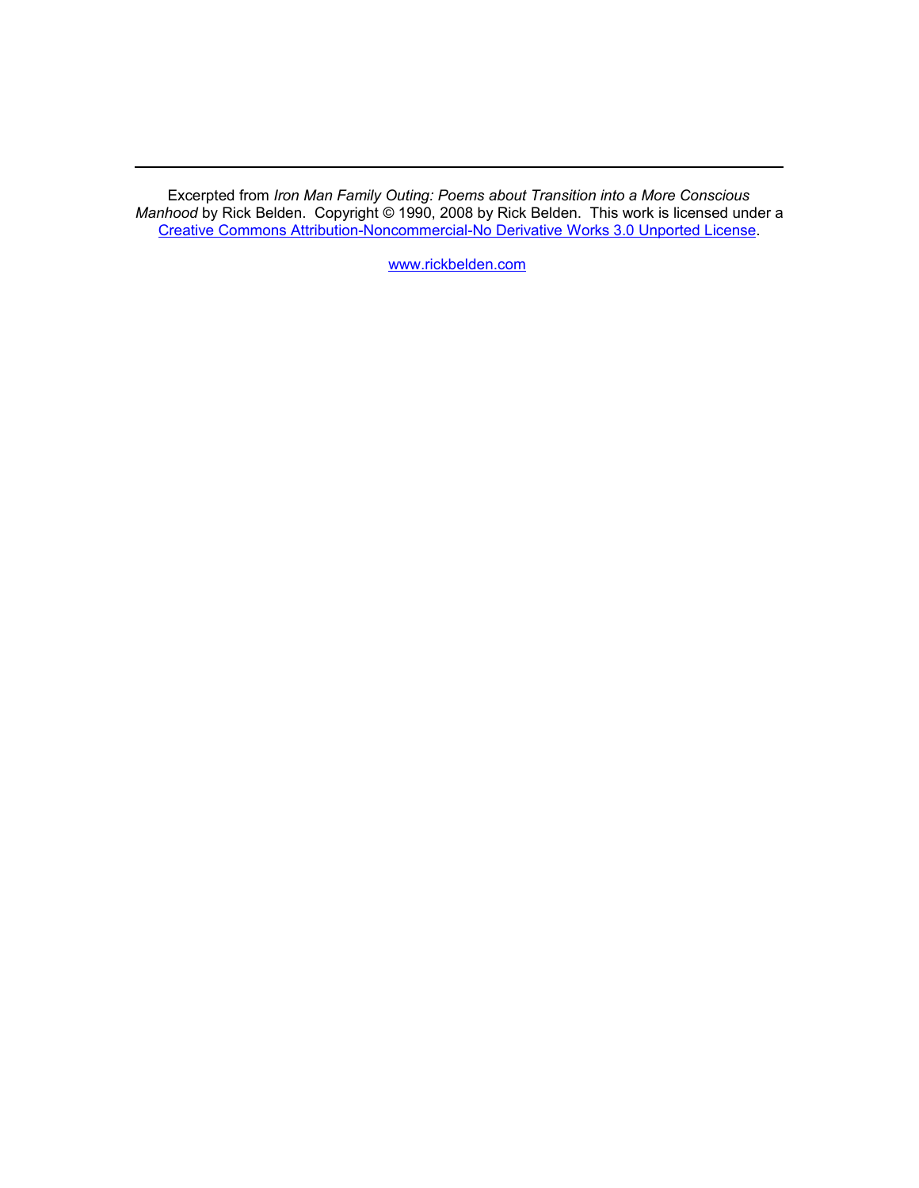---

Excerpted from *Iron Man Family Outing: Poems about Transition into a More Conscious Manhood* by Rick Belden. Copyright © 1990, 2008 by Rick Belden. This work is licensed under a Creative Commons Attribution-Noncommercial-No Derivative Works 3.0 Unported License.

www.rickbelden.com